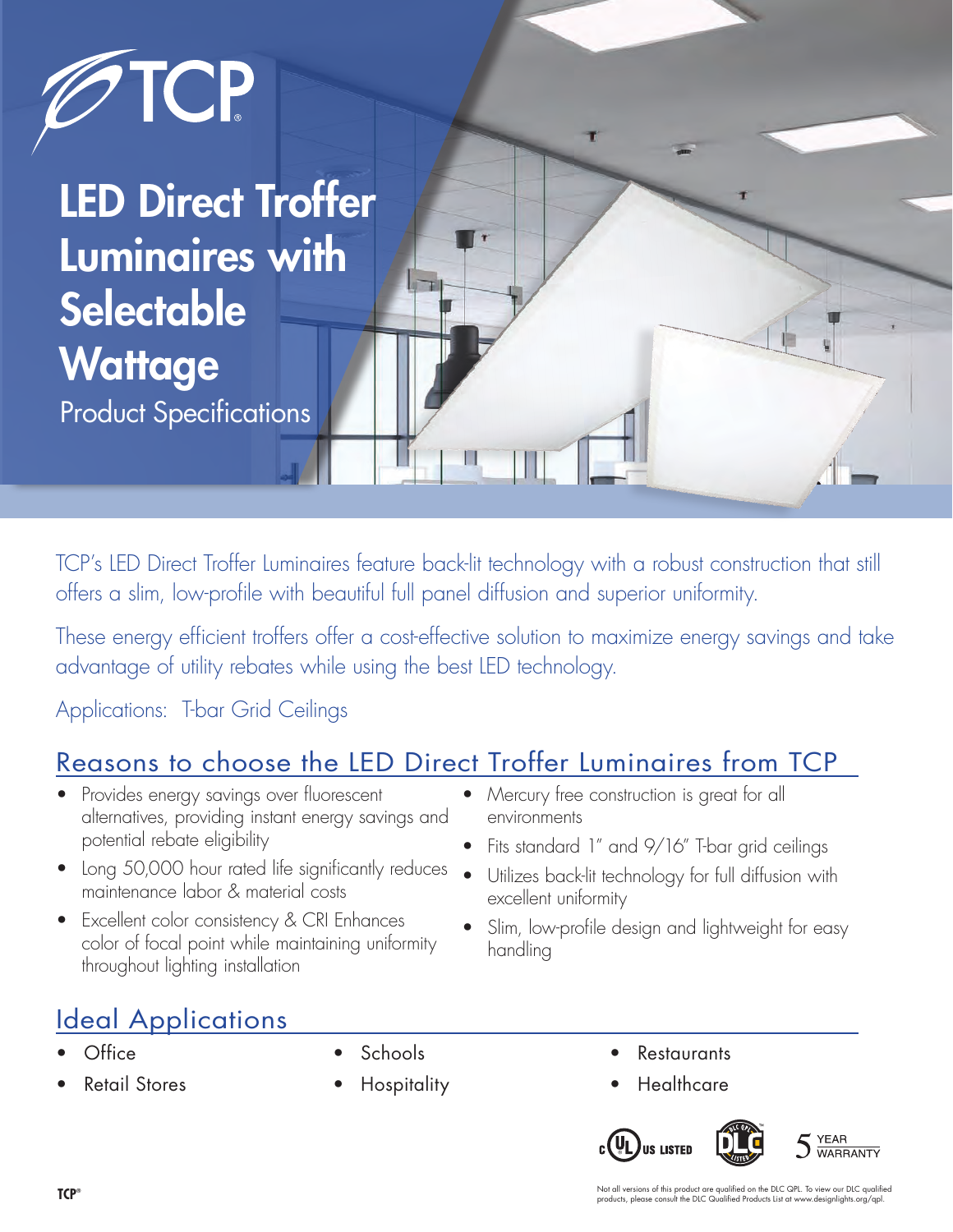TCP

# LED Direct Troffer Luminaires with Selectable Wattage

Product Specifications

TCP's LED Direct Troffer Luminaires feature back-lit technology with a robust construction that still offers a slim, low-profile with beautiful full panel diffusion and superior uniformity.

These energy efficient troffers offer a cost-effective solution to maximize energy savings and take advantage of utility rebates while using the best LED technology.

Applications: T-bar Grid Ceilings

## Reasons to choose the LED Direct Troffer Luminaires from TCP

- Provides energy savings over fluorescent alternatives, providing instant energy savings and potential rebate eligibility
- Long 50,000 hour rated life significantly reduces maintenance labor & material costs
- Excellent color consistency & CRI Enhances color of focal point while maintaining uniformity throughout lighting installation
- Mercury free construction is great for all environments
- Fits standard 1" and 9/16" T-bar grid ceilings
- Utilizes back-lit technology for full diffusion with excellent uniformity
- Slim, low-profile design and lightweight for easy handling

## Ideal Applications

- Office
- Retail Stores
- Schools
- Hospitality
- Restaurants
- Healthcare

c UL US LISTED DLC LISTED 5 YEAR WARRANTY

Not all versions of this product are qualified on the DLC QPL. To view our DLC qualified products, please consult the DLC Qualified Products List at www.designlights.org/qpl.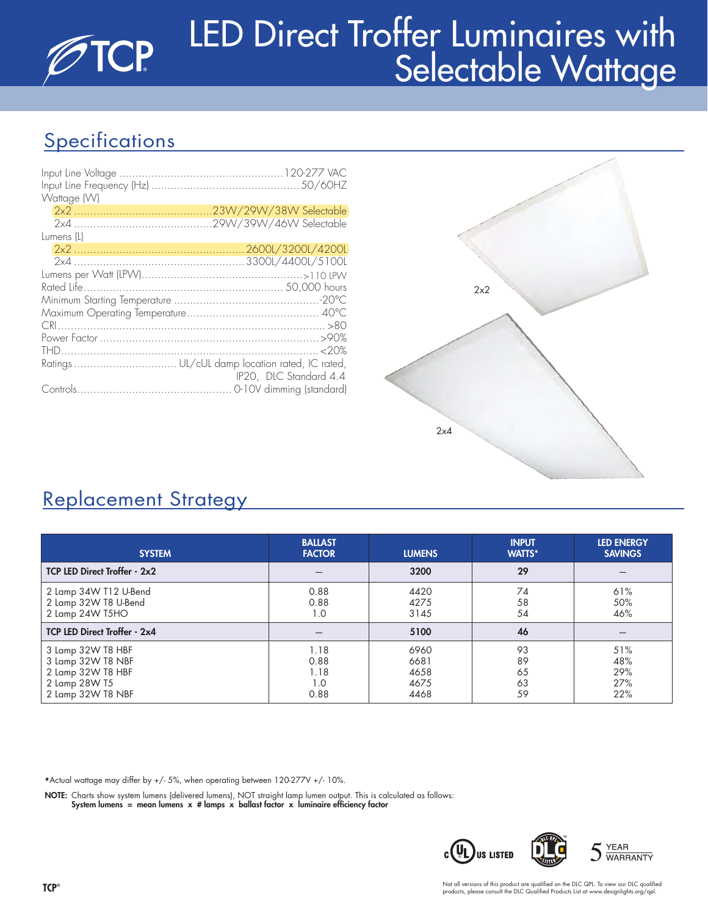# LED Direct Troffer Luminaires with Selectable Wattage

## Specifications

| | |
|---|---|
| Input Line Voltage | 120-277 VAC |
| Input Line Frequency (Hz) | 50/60HZ |
| Wattage (W) | |
| 2x2 | 23W/29W/38W Selectable |
| 2x4 | 29W/39W/46W Selectable |
| Lumens (L) | |
| 2x2 | 2600L/3200L/4200L |
| 2x4 | 3300L/4400L/5100L |
| Lumens per Watt (LPW) | >110 LPW |
| Rated Life | 50,000 hours |
| Minimum Starting Temperature | -20°C |
| Maximum Operating Temperature | 40°C |
| CRI | >80 |
| Power Factor | >90% |
| THD | <20% |
| Ratings | UL/cUL damp location rated, IC rated, IP20, DLC Standard 4.4 |
| Controls | 0-10V dimming (standard) |

2x2

2x4

## Replacement Strategy

| SYSTEM | BALLAST FACTOR | LUMENS | INPUT WATTS* | LED ENERGY SAVINGS |
|---|---|---|---|---|
| **TCP LED Direct Troffer - 2x2** | – | **3200** | **29** | – |
| 2 Lamp 34W T12 U-Bend | 0.88 | 4420 | 74 | 61% |
| 2 Lamp 32W T8 U-Bend | 0.88 | 4275 | 58 | 50% |
| 2 Lamp 24W T5HO | 1.0 | 3145 | 54 | 46% |
| **TCP LED Direct Troffer - 2x4** | – | **5100** | **46** | – |
| 3 Lamp 32W T8 HBF | 1.18 | 6960 | 93 | 51% |
| 3 Lamp 32W T8 NBF | 0.88 | 6681 | 89 | 48% |
| 2 Lamp 32W T8 HBF | 1.18 | 4658 | 65 | 29% |
| 2 Lamp 28W T5 | 1.0 | 4675 | 63 | 27% |
| 2 Lamp 32W T8 NBF | 0.88 | 4468 | 59 | 22% |

*Actual wattage may differ by +/- 5%, when operating between 120-277V +/- 10%.

**NOTE:** Charts show system lumens (delivered lumens), NOT straight lamp lumen output. This is calculated as follows:
**System lumens = mean lumens x # lamps x ballast factor x luminaire efficiency factor**

c UL US LISTED | DLC QPL LISTED | 5 YEAR WARRANTY

Not all versions of this product are qualified on the DLC QPL. To view our DLC qualified products, please consult the DLC Qualified Products List at www.designlights.org/qpl.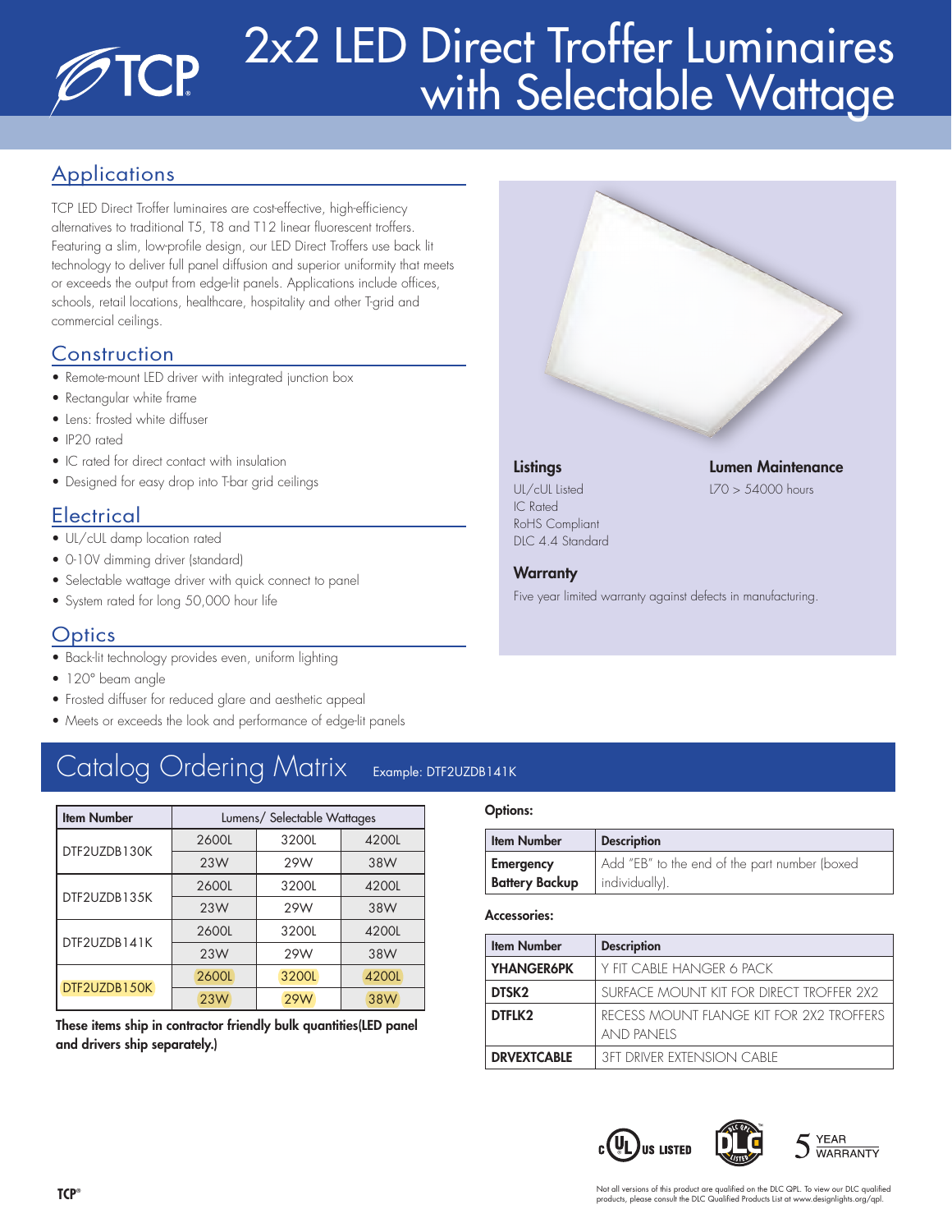# 2x2 LED Direct Troffer Luminaires with Selectable Wattage

## Applications

TCP LED Direct Troffer luminaires are cost-effective, high-efficiency alternatives to traditional T5, T8 and T12 linear fluorescent troffers. Featuring a slim, low-profile design, our LED Direct Troffers use back lit technology to deliver full panel diffusion and superior uniformity that meets or exceeds the output from edge-lit panels. Applications include offices, schools, retail locations, healthcare, hospitality and other T-grid and commercial ceilings.

## Construction

- Remote-mount LED driver with integrated junction box
- Rectangular white frame
- Lens: frosted white diffuser
- IP20 rated
- IC rated for direct contact with insulation
- Designed for easy drop into T-bar grid ceilings

## Electrical

- UL/cUL damp location rated
- 0-10V dimming driver (standard)
- Selectable wattage driver with quick connect to panel
- System rated for long 50,000 hour life

## Optics

- Back-lit technology provides even, uniform lighting
- 120° beam angle
- Frosted diffuser for reduced glare and aesthetic appeal
- Meets or exceeds the look and performance of edge-lit panels

### Listings

UL/cUL Listed
IC Rated
RoHS Compliant
DLC 4.4 Standard

### Lumen Maintenance

L70 > 54000 hours

### Warranty

Five year limited warranty against defects in manufacturing.

## Catalog Ordering Matrix

Example: DTF2UZDB141K

| Item Number | Lumens/ Selectable Wattages | | |
|---|---|---|---|
| DTF2UZDB130K | 2600L | 3200L | 4200L |
| | 23W | 29W | 38W |
| DTF2UZDB135K | 2600L | 3200L | 4200L |
| | 23W | 29W | 38W |
| DTF2UZDB141K | 2600L | 3200L | 4200L |
| | 23W | 29W | 38W |
| DTF2UZDB150K | 2600L | 3200L | 4200L |
| | 23W | 29W | 38W |

**These items ship in contractor friendly bulk quantities(LED panel and drivers ship separately.)**

**Options:**

| Item Number | Description |
|---|---|
| **Emergency Battery Backup** | Add "EB" to the end of the part number (boxed individually). |

**Accessories:**

| Item Number | Description |
|---|---|
| **YHANGER6PK** | Y FIT CABLE HANGER 6 PACK |
| **DTSK2** | SURFACE MOUNT KIT FOR DIRECT TROFFER 2X2 |
| **DTFLK2** | RECESS MOUNT FLANGE KIT FOR 2X2 TROFFERS AND PANELS |
| **DRVEXTCABLE** | 3FT DRIVER EXTENSION CABLE |

c UL US LISTED | DLC QPL LISTED | 5 YEAR WARRANTY

Not all versions of this product are qualified on the DLC QPL. To view our DLC qualified products, please consult the DLC Qualified Products List at www.designlights.org/qpl.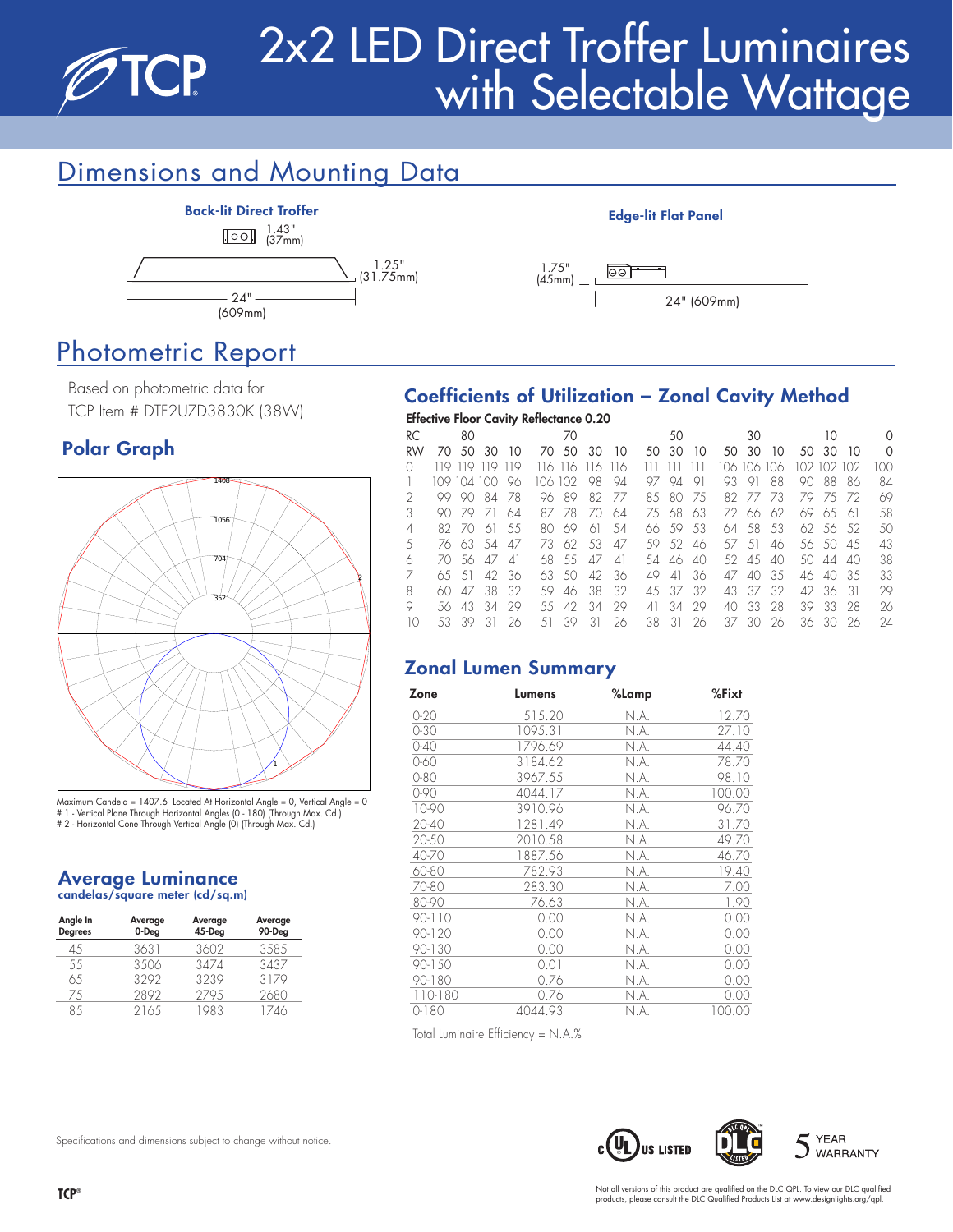# 2x2 LED Direct Troffer Luminaires with Selectable Wattage

## Dimensions and Mounting Data

**Back-lit Direct Troffer**

1.43" (37mm)

1.25" (31.75mm)

24" (609mm)

**Edge-lit Flat Panel**

1.75" (45mm)

24" (609mm)

## Photometric Report

Based on photometric data for
TCP Item # DTF2UZD3830K (38W)

### Polar Graph

1408

1056

704

352

2

1

Maximum Candela = 1407.6 Located At Horizontal Angle = 0, Vertical Angle = 0
# 1 - Vertical Plane Through Horizontal Angles (0 - 180) (Through Max. Cd.)
# 2 - Horizontal Cone Through Vertical Angle (0) (Through Max. Cd.)

### Average Luminance
**candelas/square meter (cd/sq.m)**

| Angle In Degrees | Average 0-Deg | Average 45-Deg | Average 90-Deg |
|---|---|---|---|
| 45 | 3631 | 3602 | 3585 |
| 55 | 3506 | 3474 | 3437 |
| 65 | 3292 | 3239 | 3179 |
| 75 | 2892 | 2795 | 2680 |
| 85 | 2165 | 1983 | 1746 |

### Coefficients of Utilization – Zonal Cavity Method

**Effective Floor Cavity Reflectance 0.20**

| RC | 80 | | | | 70 | | | | 50 | | | 30 | | | 10 | | | 0 |
|---|---|---|---|---|---|---|---|---|---|---|---|---|---|---|---|---|---|---|
| RW | 70 | 50 | 30 | 10 | 70 | 50 | 30 | 10 | 50 | 30 | 10 | 50 | 30 | 10 | 50 | 30 | 10 | 0 |
| 0 | 119 | 119 | 119 | 119 | 116 | 116 | 116 | 116 | 111 | 111 | 111 | 106 | 106 | 106 | 102 | 102 | 102 | 100 |
| 1 | 109 | 104 | 100 | 96 | 106 | 102 | 98 | 94 | 97 | 94 | 91 | 93 | 91 | 88 | 90 | 88 | 86 | 84 |
| 2 | 99 | 90 | 84 | 78 | 96 | 89 | 82 | 77 | 85 | 80 | 75 | 82 | 77 | 73 | 79 | 75 | 72 | 69 |
| 3 | 90 | 79 | 71 | 64 | 87 | 78 | 70 | 64 | 75 | 68 | 63 | 72 | 66 | 62 | 69 | 65 | 61 | 58 |
| 4 | 82 | 70 | 61 | 55 | 80 | 69 | 61 | 54 | 66 | 59 | 53 | 64 | 58 | 53 | 62 | 56 | 52 | 50 |
| 5 | 76 | 63 | 54 | 47 | 73 | 62 | 53 | 47 | 59 | 52 | 46 | 57 | 51 | 46 | 56 | 50 | 45 | 43 |
| 6 | 70 | 56 | 47 | 41 | 68 | 55 | 47 | 41 | 54 | 46 | 40 | 52 | 45 | 40 | 50 | 44 | 40 | 38 |
| 7 | 65 | 51 | 42 | 36 | 63 | 50 | 42 | 36 | 49 | 41 | 36 | 47 | 40 | 35 | 46 | 40 | 35 | 33 |
| 8 | 60 | 47 | 38 | 32 | 59 | 46 | 38 | 32 | 45 | 37 | 32 | 43 | 37 | 32 | 42 | 36 | 31 | 29 |
| 9 | 56 | 43 | 34 | 29 | 55 | 42 | 34 | 29 | 41 | 34 | 29 | 40 | 33 | 28 | 39 | 33 | 28 | 26 |
| 10 | 53 | 39 | 31 | 26 | 51 | 39 | 31 | 26 | 38 | 31 | 26 | 37 | 30 | 26 | 36 | 30 | 26 | 24 |

### Zonal Lumen Summary

| Zone | Lumens | %Lamp | %Fixt |
|---|---|---|---|
| 0-20 | 515.20 | N.A. | 12.70 |
| 0-30 | 1095.31 | N.A. | 27.10 |
| 0-40 | 1796.69 | N.A. | 44.40 |
| 0-60 | 3184.62 | N.A. | 78.70 |
| 0-80 | 3967.55 | N.A. | 98.10 |
| 0-90 | 4044.17 | N.A. | 100.00 |
| 10-90 | 3910.96 | N.A. | 96.70 |
| 20-40 | 1281.49 | N.A. | 31.70 |
| 20-50 | 2010.58 | N.A. | 49.70 |
| 40-70 | 1887.56 | N.A. | 46.70 |
| 60-80 | 782.93 | N.A. | 19.40 |
| 70-80 | 283.30 | N.A. | 7.00 |
| 80-90 | 76.63 | N.A. | 1.90 |
| 90-110 | 0.00 | N.A. | 0.00 |
| 90-120 | 0.00 | N.A. | 0.00 |
| 90-130 | 0.00 | N.A. | 0.00 |
| 90-150 | 0.01 | N.A. | 0.00 |
| 90-180 | 0.76 | N.A. | 0.00 |
| 110-180 | 0.76 | N.A. | 0.00 |
| 0-180 | 4044.93 | N.A. | 100.00 |

Total Luminaire Efficiency = N.A.%

Specifications and dimensions subject to change without notice.

c UL US LISTED

5 YEAR WARRANTY

Not all versions of this product are qualified on the DLC QPL. To view our DLC qualified products, please consult the DLC Qualified Products List at www.designlights.org/qpl.